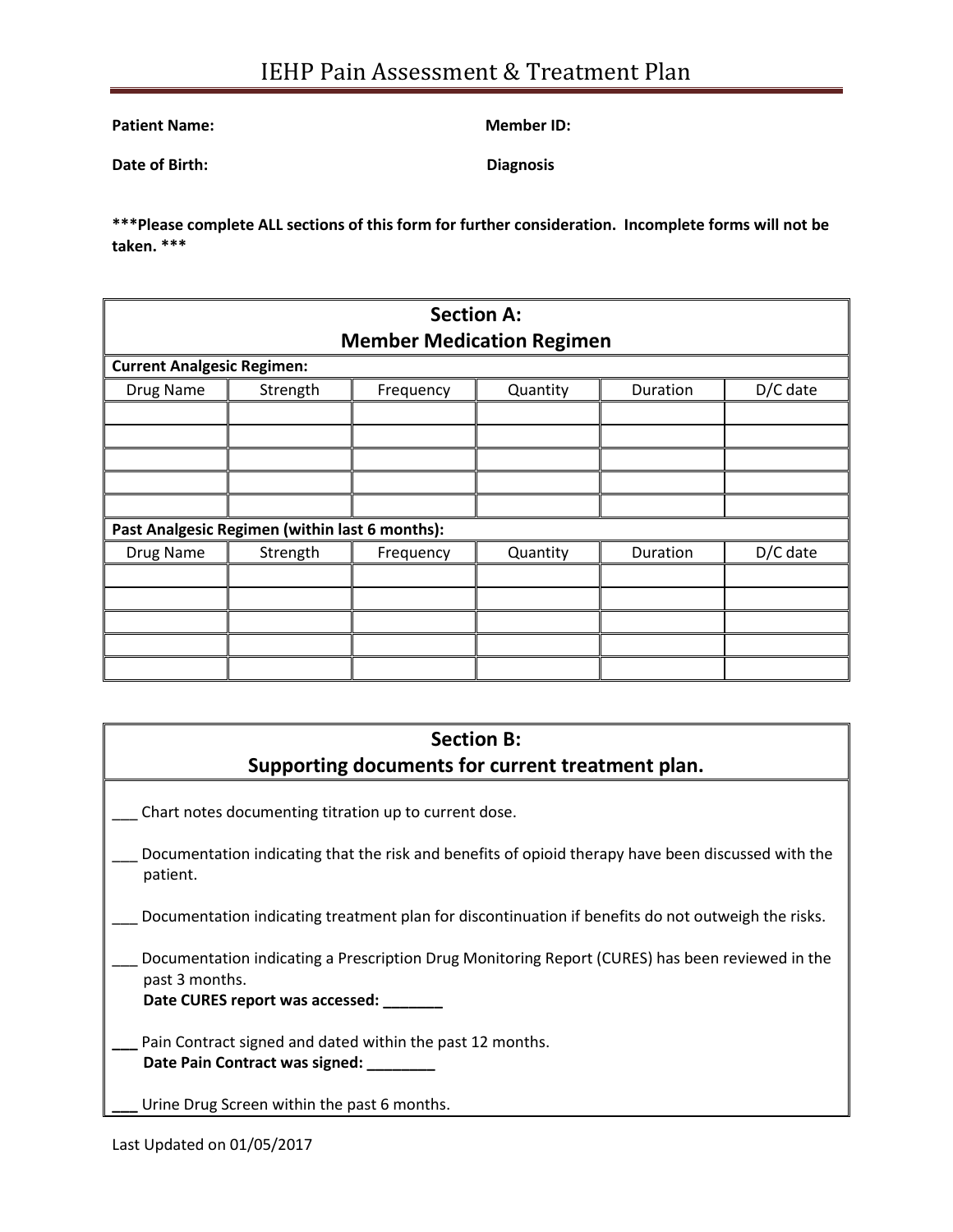# IEHP Pain Assessment & Treatment Plan

**Patient Name:** **Member ID:**

**Date of Birth:** **Diagnosis**

**\*\*\*Please complete ALL sections of this form for further consideration. Incomplete forms will not be taken. \*\*\***

## Section A: Member Medication Regimen

**Current Analgesic Regimen:**

| Drug Name | Strength | Frequency | Quantity | Duration | D/C date |
|---|---|---|---|---|---|
| | | | | | |
| | | | | | |
| | | | | | |
| | | | | | |
| | | | | | |

**Past Analgesic Regimen (within last 6 months):**

| Drug Name | Strength | Frequency | Quantity | Duration | D/C date |
|---|---|---|---|---|---|
| | | | | | |
| | | | | | |
| | | | | | |
| | | | | | |
| | | | | | |

## Section B: Supporting documents for current treatment plan.

___ Chart notes documenting titration up to current dose.

___ Documentation indicating that the risk and benefits of opioid therapy have been discussed with the patient.

___ Documentation indicating treatment plan for discontinuation if benefits do not outweigh the risks.

___ Documentation indicating a Prescription Drug Monitoring Report (CURES) has been reviewed in the past 3 months.
**Date CURES report was accessed: _______**

**___** Pain Contract signed and dated within the past 12 months.
**Date Pain Contract was signed: ________**

**___** Urine Drug Screen within the past 6 months.

Last Updated on 01/05/2017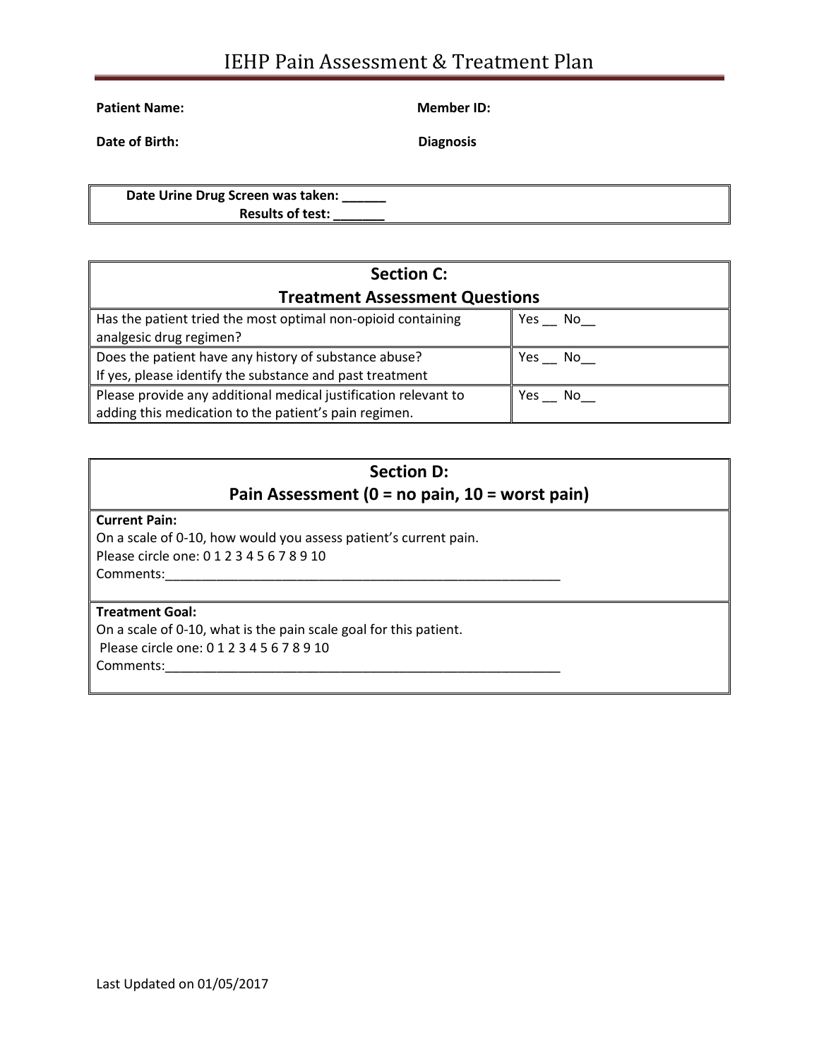# IEHP Pain Assessment & Treatment Plan

**Patient Name:** **Member ID:**

**Date of Birth:** **Diagnosis**

| |
|---|
| **Date Urine Drug Screen was taken: ______**<br>**Results of test: _______** |

| **Section C:<br>Treatment Assessment Questions** | |
|---|---|
| Has the patient tried the most optimal non-opioid containing analgesic drug regimen? | Yes __ No__ |
| Does the patient have any history of substance abuse?<br>If yes, please identify the substance and past treatment | Yes __ No__ |
| Please provide any additional medical justification relevant to adding this medication to the patient's pain regimen. | Yes __ No__ |

| **Section D:<br>Pain Assessment (0 = no pain, 10 = worst pain)** |
|---|
| **Current Pain:**<br>On a scale of 0-10, how would you assess patient's current pain.<br>Please circle one: 0 1 2 3 4 5 6 7 8 9 10<br>Comments:_________________________________________________________ |
| **Treatment Goal:**<br>On a scale of 0-10, what is the pain scale goal for this patient.<br>Please circle one: 0 1 2 3 4 5 6 7 8 9 10<br>Comments:_________________________________________________________ |

Last Updated on 01/05/2017